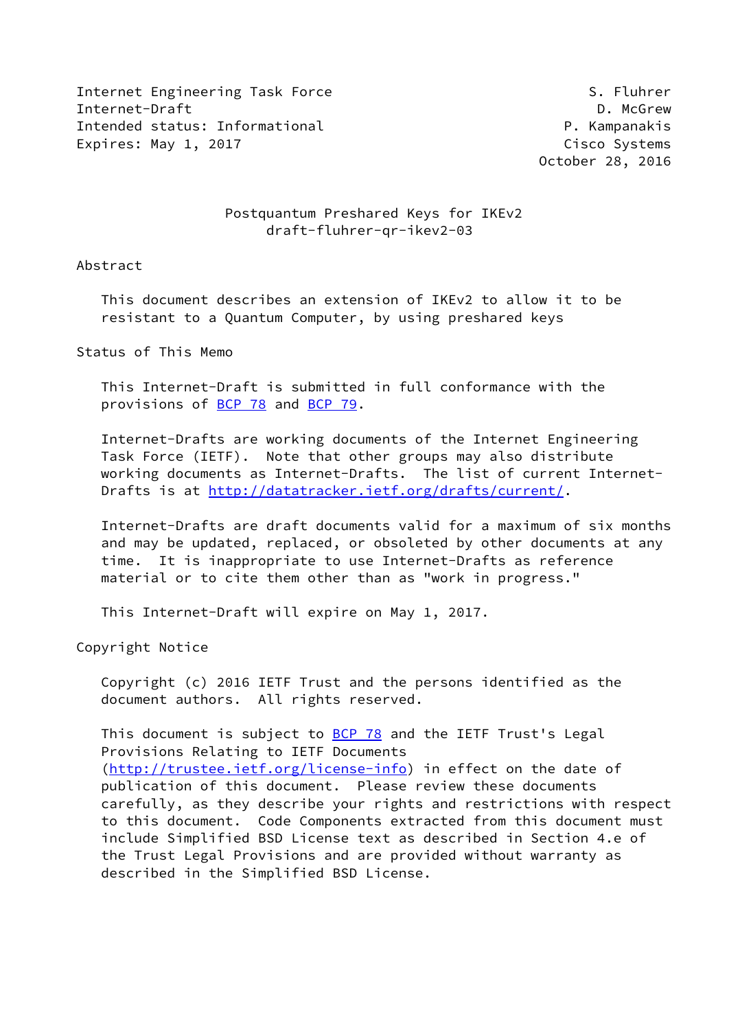Internet Engineering Task Force S. Fluhrer
Internet-Draft D. McGrew
Intended status: Informational P. Kampanakis
Expires: May 1, 2017 Cisco Systems
October 28, 2016

# Postquantum Preshared Keys for IKEv2
## draft-fluhrer-qr-ikev2-03

## Abstract

This document describes an extension of IKEv2 to allow it to be resistant to a Quantum Computer, by using preshared keys

## Status of This Memo

This Internet-Draft is submitted in full conformance with the provisions of BCP 78 and BCP 79.

Internet-Drafts are working documents of the Internet Engineering Task Force (IETF). Note that other groups may also distribute working documents as Internet-Drafts. The list of current Internet-Drafts is at http://datatracker.ietf.org/drafts/current/.

Internet-Drafts are draft documents valid for a maximum of six months and may be updated, replaced, or obsoleted by other documents at any time. It is inappropriate to use Internet-Drafts as reference material or to cite them other than as "work in progress."

This Internet-Draft will expire on May 1, 2017.

## Copyright Notice

Copyright (c) 2016 IETF Trust and the persons identified as the document authors. All rights reserved.

This document is subject to BCP 78 and the IETF Trust's Legal Provisions Relating to IETF Documents (http://trustee.ietf.org/license-info) in effect on the date of publication of this document. Please review these documents carefully, as they describe your rights and restrictions with respect to this document. Code Components extracted from this document must include Simplified BSD License text as described in Section 4.e of the Trust Legal Provisions and are provided without warranty as described in the Simplified BSD License.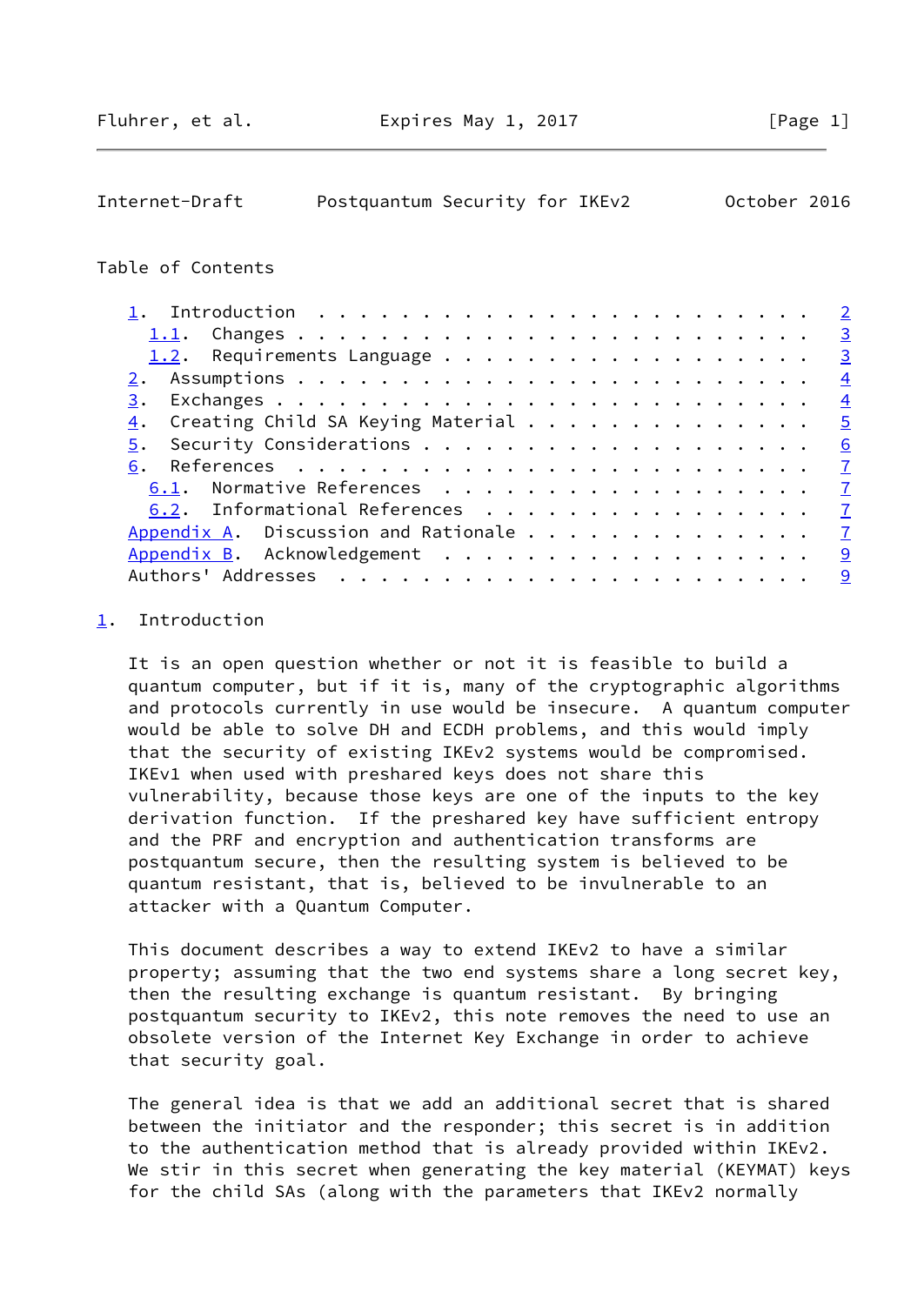Table of Contents

- 1. Introduction . . . . . . . . . . . . . . . . . . . . . . . . 2
  - 1.1. Changes . . . . . . . . . . . . . . . . . . . . . . . . 3
  - 1.2. Requirements Language . . . . . . . . . . . . . . . . . 3
- 2. Assumptions . . . . . . . . . . . . . . . . . . . . . . . . 4
- 3. Exchanges . . . . . . . . . . . . . . . . . . . . . . . . . 4
- 4. Creating Child SA Keying Material . . . . . . . . . . . . . 5
- 5. Security Considerations . . . . . . . . . . . . . . . . . . 6
- 6. References . . . . . . . . . . . . . . . . . . . . . . . . 7
  - 6.1. Normative References . . . . . . . . . . . . . . . . . 7
  - 6.2. Informational References . . . . . . . . . . . . . . . 7
- Appendix A. Discussion and Rationale . . . . . . . . . . . . . . 7
- Appendix B. Acknowledgement . . . . . . . . . . . . . . . . . . 9
- Authors' Addresses . . . . . . . . . . . . . . . . . . . . . . . 9

## 1. Introduction

It is an open question whether or not it is feasible to build a quantum computer, but if it is, many of the cryptographic algorithms and protocols currently in use would be insecure. A quantum computer would be able to solve DH and ECDH problems, and this would imply that the security of existing IKEv2 systems would be compromised. IKEv1 when used with preshared keys does not share this vulnerability, because those keys are one of the inputs to the key derivation function. If the preshared key have sufficient entropy and the PRF and encryption and authentication transforms are postquantum secure, then the resulting system is believed to be quantum resistant, that is, believed to be invulnerable to an attacker with a Quantum Computer.

This document describes a way to extend IKEv2 to have a similar property; assuming that the two end systems share a long secret key, then the resulting exchange is quantum resistant. By bringing postquantum security to IKEv2, this note removes the need to use an obsolete version of the Internet Key Exchange in order to achieve that security goal.

The general idea is that we add an additional secret that is shared between the initiator and the responder; this secret is in addition to the authentication method that is already provided within IKEv2. We stir in this secret when generating the key material (KEYMAT) keys for the child SAs (along with the parameters that IKEv2 normally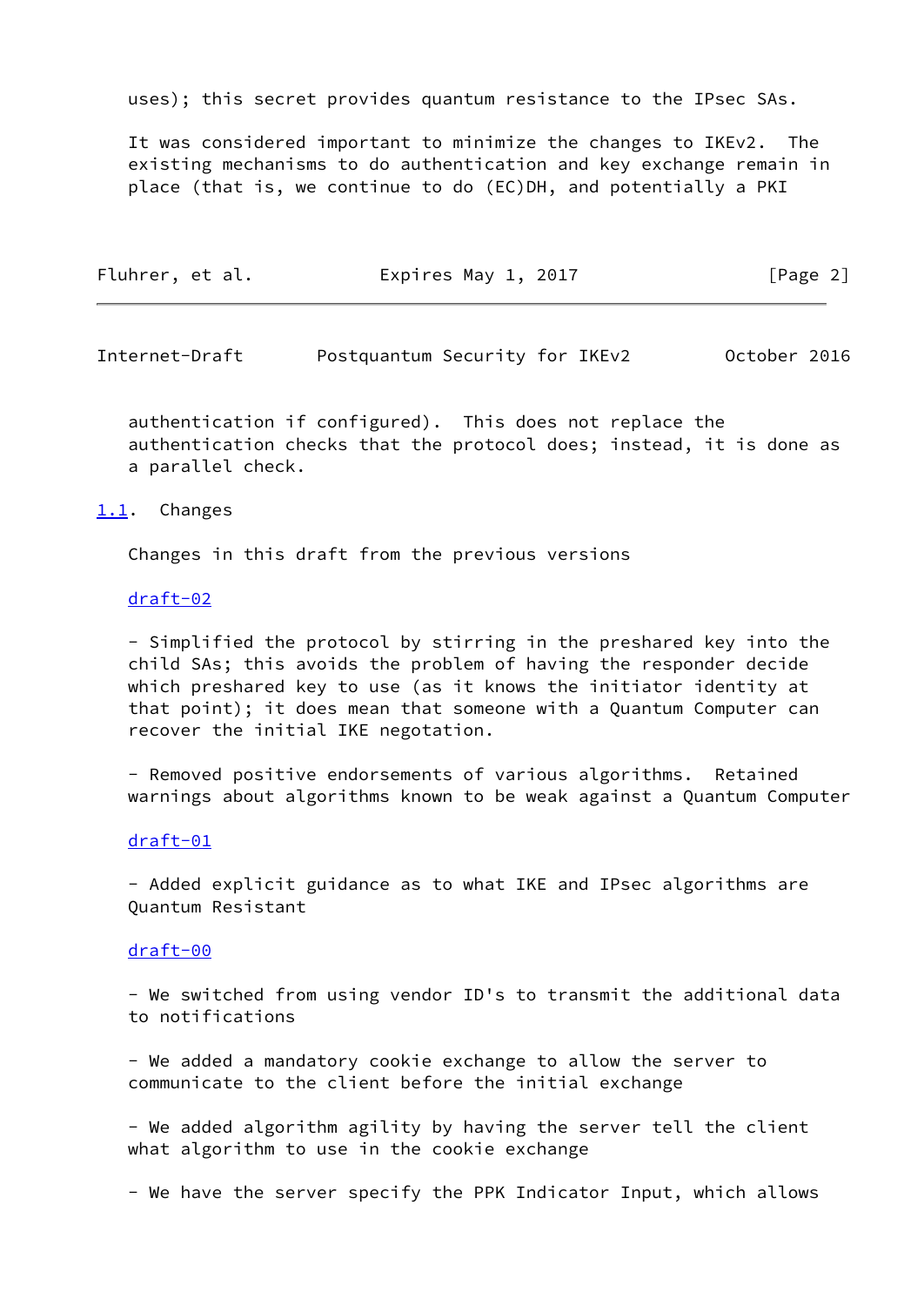uses); this secret provides quantum resistance to the IPsec SAs.

It was considered important to minimize the changes to IKEv2. The existing mechanisms to do authentication and key exchange remain in place (that is, we continue to do (EC)DH, and potentially a PKI authentication if configured). This does not replace the authentication checks that the protocol does; instead, it is done as a parallel check.

## 1.1. Changes

Changes in this draft from the previous versions

draft-02

- Simplified the protocol by stirring in the preshared key into the child SAs; this avoids the problem of having the responder decide which preshared key to use (as it knows the initiator identity at that point); it does mean that someone with a Quantum Computer can recover the initial IKE negotiation.

- Removed positive endorsements of various algorithms. Retained warnings about algorithms known to be weak against a Quantum Computer

draft-01

- Added explicit guidance as to what IKE and IPsec algorithms are Quantum Resistant

draft-00

- We switched from using vendor ID's to transmit the additional data to notifications

- We added a mandatory cookie exchange to allow the server to communicate to the client before the initial exchange

- We added algorithm agility by having the server tell the client what algorithm to use in the cookie exchange

- We have the server specify the PPK Indicator Input, which allows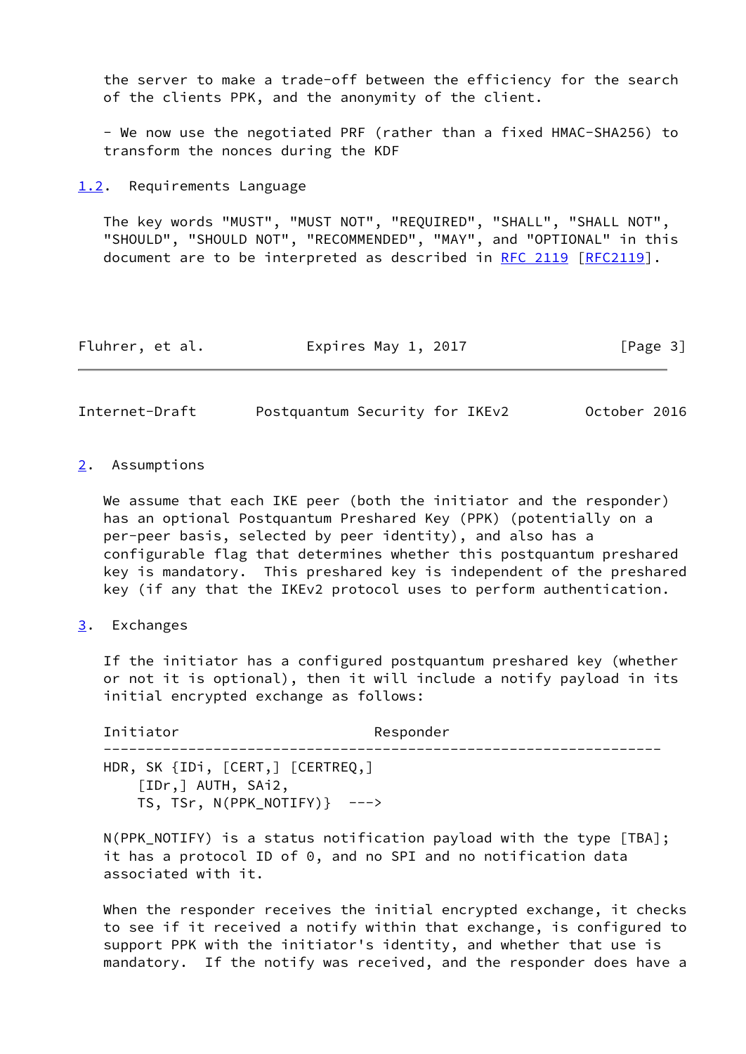the server to make a trade-off between the efficiency for the search of the clients PPK, and the anonymity of the client.

- We now use the negotiated PRF (rather than a fixed HMAC-SHA256) to transform the nonces during the KDF

### 1.2. Requirements Language

The key words "MUST", "MUST NOT", "REQUIRED", "SHALL", "SHALL NOT", "SHOULD", "SHOULD NOT", "RECOMMENDED", "MAY", and "OPTIONAL" in this document are to be interpreted as described in RFC 2119 [RFC2119].

## 2. Assumptions

We assume that each IKE peer (both the initiator and the responder) has an optional Postquantum Preshared Key (PPK) (potentially on a per-peer basis, selected by peer identity), and also has a configurable flag that determines whether this postquantum preshared key is mandatory. This preshared key is independent of the preshared key (if any that the IKEv2 protocol uses to perform authentication.

## 3. Exchanges

If the initiator has a configured postquantum preshared key (whether or not it is optional), then it will include a notify payload in its initial encrypted exchange as follows:

```
Initiator                         Responder
------------------------------------------------------------------
HDR, SK {IDi, [CERT,] [CERTREQ,]
    [IDr,] AUTH, SAi2,
    TS, TSr, N(PPK_NOTIFY)}  --->
```

N(PPK_NOTIFY) is a status notification payload with the type [TBA]; it has a protocol ID of 0, and no SPI and no notification data associated with it.

When the responder receives the initial encrypted exchange, it checks to see if it received a notify within that exchange, is configured to support PPK with the initiator's identity, and whether that use is mandatory. If the notify was received, and the responder does have a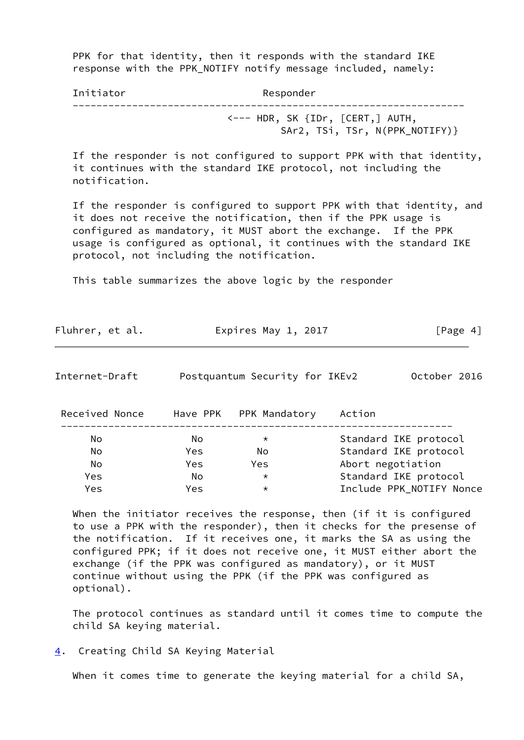PPK for that identity, then it responds with the standard IKE response with the PPK_NOTIFY notify message included, namely:

```
Initiator                         Responder
-------------------------------------------------------------------
                         <--- HDR, SK {IDr, [CERT,] AUTH,
                                  SAr2, TSi, TSr, N(PPK_NOTIFY)}
```

If the responder is not configured to support PPK with that identity, it continues with the standard IKE protocol, not including the notification.

If the responder is configured to support PPK with that identity, and it does not receive the notification, then if the PPK usage is configured as mandatory, it MUST abort the exchange. If the PPK usage is configured as optional, it continues with the standard IKE protocol, not including the notification.

This table summarizes the above logic by the responder

| Received Nonce | Have PPK | PPK Mandatory | Action |
|---|---|---|---|
| No | No | * | Standard IKE protocol |
| No | Yes | No | Standard IKE protocol |
| No | Yes | Yes | Abort negotiation |
| Yes | No | * | Standard IKE protocol |
| Yes | Yes | * | Include PPK_NOTIFY Nonce |

When the initiator receives the response, then (if it is configured to use a PPK with the responder), then it checks for the presense of the notification. If it receives one, it marks the SA as using the configured PPK; if it does not receive one, it MUST either abort the exchange (if the PPK was configured as mandatory), or it MUST continue without using the PPK (if the PPK was configured as optional).

The protocol continues as standard until it comes time to compute the child SA keying material.

## 4. Creating Child SA Keying Material

When it comes time to generate the keying material for a child SA,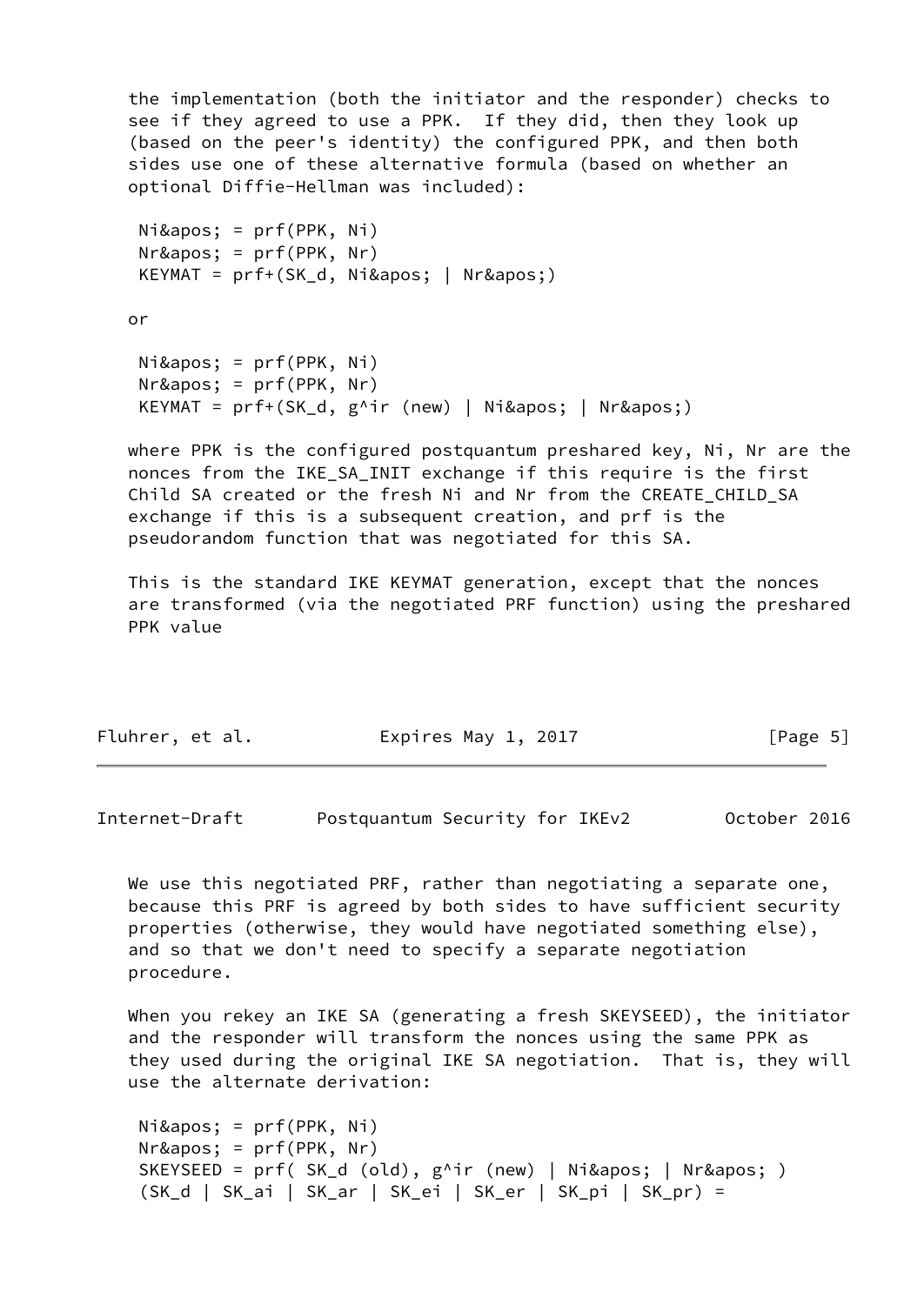the implementation (both the initiator and the responder) checks to see if they agreed to use a PPK. If they did, then they look up (based on the peer's identity) the configured PPK, and then both sides use one of these alternative formula (based on whether an optional Diffie-Hellman was included):

```
 Ni&apos; = prf(PPK, Ni)
 Nr&apos; = prf(PPK, Nr)
 KEYMAT = prf+(SK_d, Ni&apos; | Nr&apos;)
```

or

```
 Ni&apos; = prf(PPK, Ni)
 Nr&apos; = prf(PPK, Nr)
 KEYMAT = prf+(SK_d, g^ir (new) | Ni&apos; | Nr&apos;)
```

where PPK is the configured postquantum preshared key, Ni, Nr are the nonces from the IKE_SA_INIT exchange if this require is the first Child SA created or the fresh Ni and Nr from the CREATE_CHILD_SA exchange if this is a subsequent creation, and prf is the pseudorandom function that was negotiated for this SA.

This is the standard IKE KEYMAT generation, except that the nonces are transformed (via the negotiated PRF function) using the preshared PPK value

We use this negotiated PRF, rather than negotiating a separate one, because this PRF is agreed by both sides to have sufficient security properties (otherwise, they would have negotiated something else), and so that we don't need to specify a separate negotiation procedure.

When you rekey an IKE SA (generating a fresh SKEYSEED), the initiator and the responder will transform the nonces using the same PPK as they used during the original IKE SA negotiation. That is, they will use the alternate derivation:

```
 Ni&apos; = prf(PPK, Ni)
 Nr&apos; = prf(PPK, Nr)
 SKEYSEED = prf( SK_d (old), g^ir (new) | Ni&apos; | Nr&apos; )
 (SK_d | SK_ai | SK_ar | SK_ei | SK_er | SK_pi | SK_pr) =
```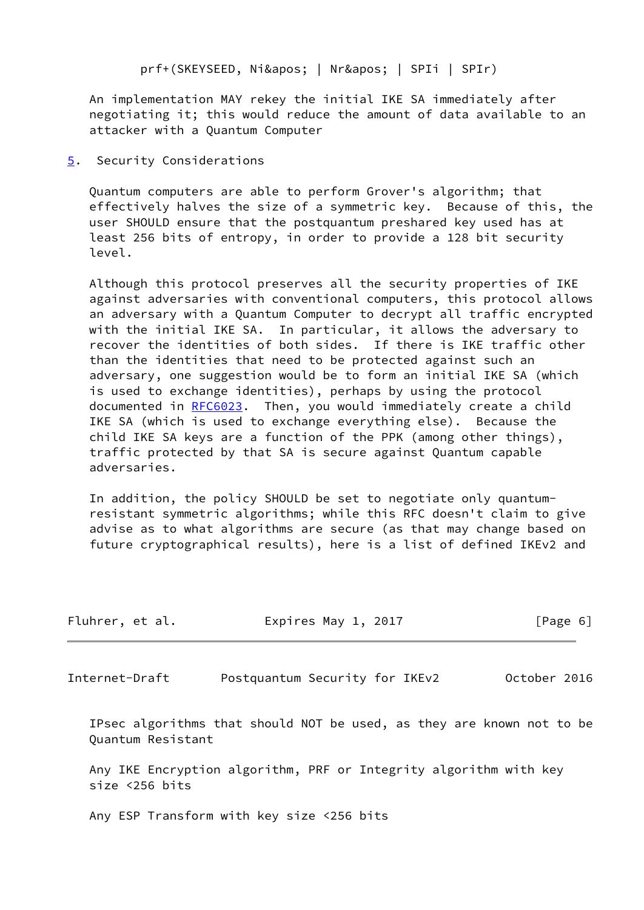prf+(SKEYSEED, Ni&apos; | Nr&apos; | SPIi | SPIr)

An implementation MAY rekey the initial IKE SA immediately after negotiating it; this would reduce the amount of data available to an attacker with a Quantum Computer

## 5. Security Considerations

Quantum computers are able to perform Grover's algorithm; that effectively halves the size of a symmetric key. Because of this, the user SHOULD ensure that the postquantum preshared key used has at least 256 bits of entropy, in order to provide a 128 bit security level.

Although this protocol preserves all the security properties of IKE against adversaries with conventional computers, this protocol allows an adversary with a Quantum Computer to decrypt all traffic encrypted with the initial IKE SA. In particular, it allows the adversary to recover the identities of both sides. If there is IKE traffic other than the identities that need to be protected against such an adversary, one suggestion would be to form an initial IKE SA (which is used to exchange identities), perhaps by using the protocol documented in RFC6023. Then, you would immediately create a child IKE SA (which is used to exchange everything else). Because the child IKE SA keys are a function of the PPK (among other things), traffic protected by that SA is secure against Quantum capable adversaries.

In addition, the policy SHOULD be set to negotiate only quantum-resistant symmetric algorithms; while this RFC doesn't claim to give advise as to what algorithms are secure (as that may change based on future cryptographical results), here is a list of defined IKEv2 and IPsec algorithms that should NOT be used, as they are known not to be Quantum Resistant

Any IKE Encryption algorithm, PRF or Integrity algorithm with key size <256 bits

Any ESP Transform with key size <256 bits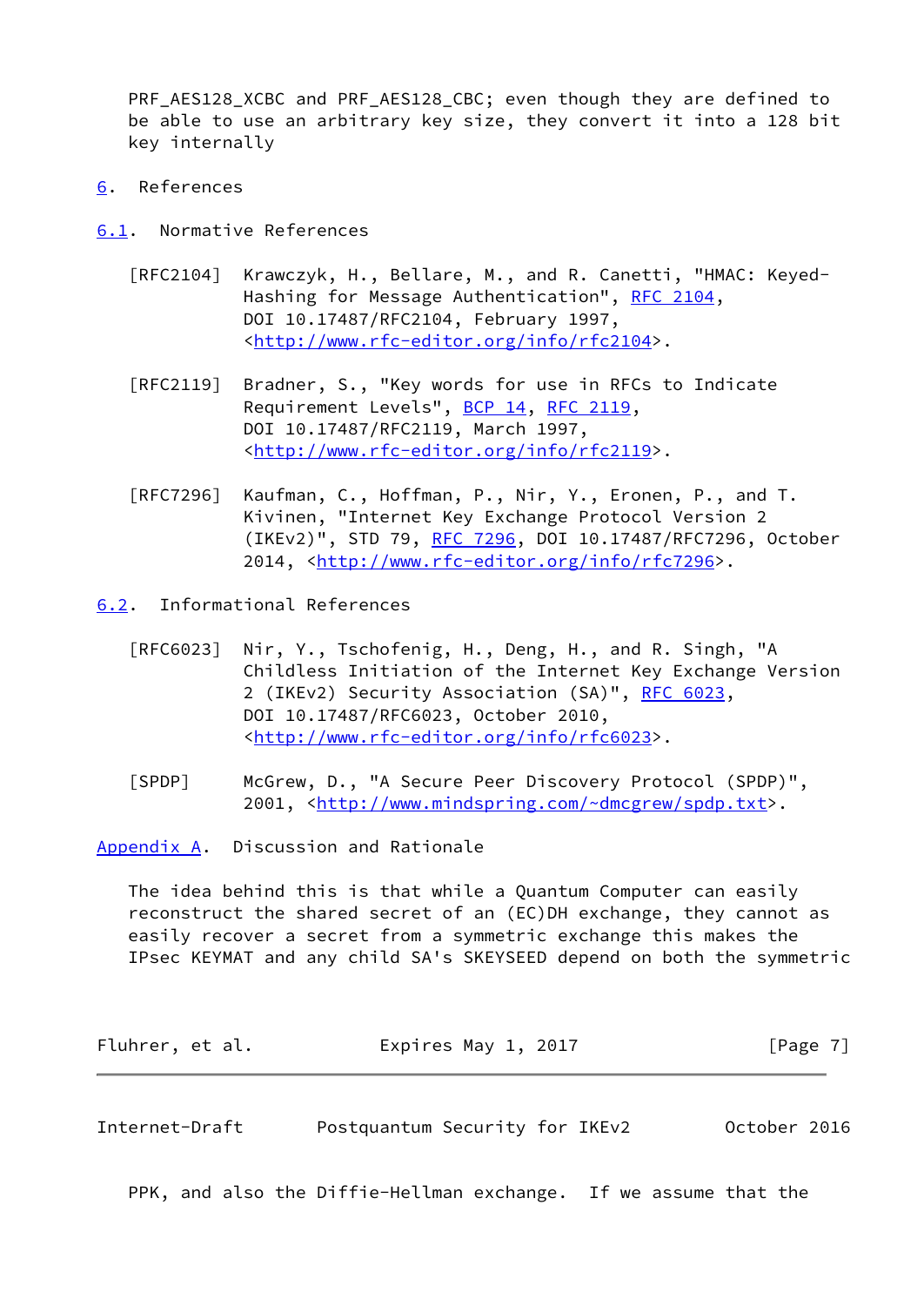PRF_AES128_XCBC and PRF_AES128_CBC; even though they are defined to be able to use an arbitrary key size, they convert it into a 128 bit key internally

## 6. References

### 6.1. Normative References

[RFC2104] Krawczyk, H., Bellare, M., and R. Canetti, "HMAC: Keyed-Hashing for Message Authentication", RFC 2104, DOI 10.17487/RFC2104, February 1997, <http://www.rfc-editor.org/info/rfc2104>.

[RFC2119] Bradner, S., "Key words for use in RFCs to Indicate Requirement Levels", BCP 14, RFC 2119, DOI 10.17487/RFC2119, March 1997, <http://www.rfc-editor.org/info/rfc2119>.

[RFC7296] Kaufman, C., Hoffman, P., Nir, Y., Eronen, P., and T. Kivinen, "Internet Key Exchange Protocol Version 2 (IKEv2)", STD 79, RFC 7296, DOI 10.17487/RFC7296, October 2014, <http://www.rfc-editor.org/info/rfc7296>.

### 6.2. Informational References

[RFC6023] Nir, Y., Tschofenig, H., Deng, H., and R. Singh, "A Childless Initiation of the Internet Key Exchange Version 2 (IKEv2) Security Association (SA)", RFC 6023, DOI 10.17487/RFC6023, October 2010, <http://www.rfc-editor.org/info/rfc6023>.

[SPDP] McGrew, D., "A Secure Peer Discovery Protocol (SPDP)", 2001, <http://www.mindspring.com/~dmcgrew/spdp.txt>.

## Appendix A. Discussion and Rationale

The idea behind this is that while a Quantum Computer can easily reconstruct the shared secret of an (EC)DH exchange, they cannot as easily recover a secret from a symmetric exchange this makes the IPsec KEYMAT and any child SA's SKEYSEED depend on both the symmetric PPK, and also the Diffie-Hellman exchange. If we assume that the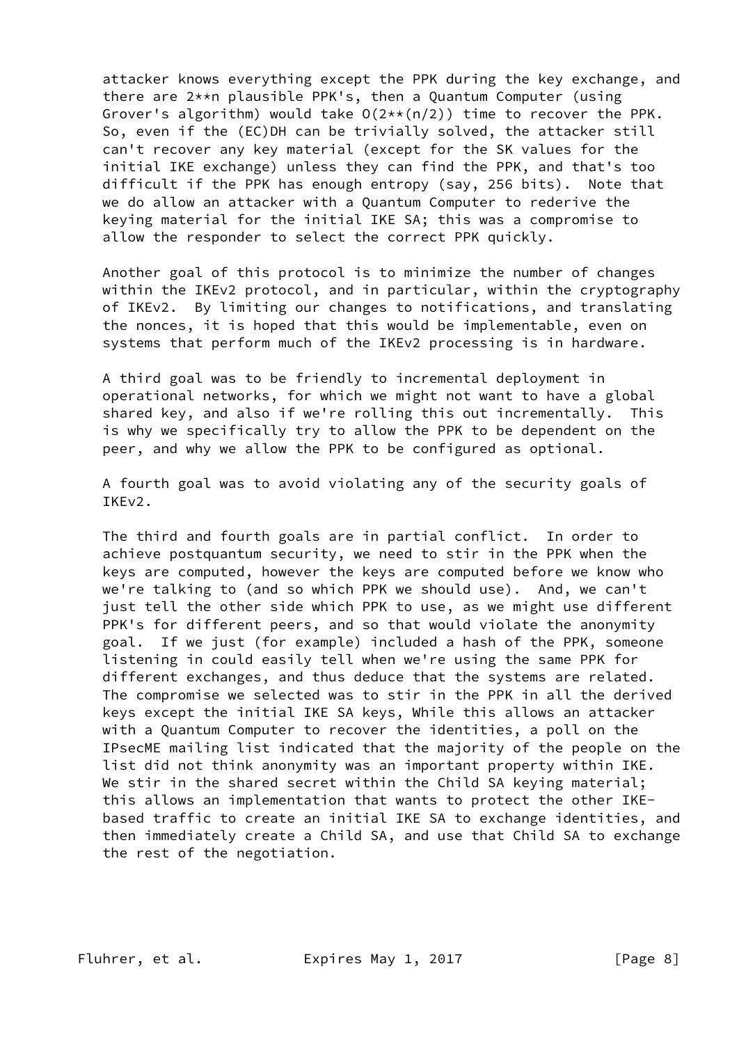attacker knows everything except the PPK during the key exchange, and there are $2^{n}$ plausible PPK's, then a Quantum Computer (using Grover's algorithm) would take $O(2^{n/2})$ time to recover the PPK. So, even if the (EC)DH can be trivially solved, the attacker still can't recover any key material (except for the SK values for the initial IKE exchange) unless they can find the PPK, and that's too difficult if the PPK has enough entropy (say, 256 bits). Note that we do allow an attacker with a Quantum Computer to rederive the keying material for the initial IKE SA; this was a compromise to allow the responder to select the correct PPK quickly.

Another goal of this protocol is to minimize the number of changes within the IKEv2 protocol, and in particular, within the cryptography of IKEv2. By limiting our changes to notifications, and translating the nonces, it is hoped that this would be implementable, even on systems that perform much of the IKEv2 processing is in hardware.

A third goal was to be friendly to incremental deployment in operational networks, for which we might not want to have a global shared key, and also if we're rolling this out incrementally. This is why we specifically try to allow the PPK to be dependent on the peer, and why we allow the PPK to be configured as optional.

A fourth goal was to avoid violating any of the security goals of IKEv2.

The third and fourth goals are in partial conflict. In order to achieve postquantum security, we need to stir in the PPK when the keys are computed, however the keys are computed before we know who we're talking to (and so which PPK we should use). And, we can't just tell the other side which PPK to use, as we might use different PPK's for different peers, and so that would violate the anonymity goal. If we just (for example) included a hash of the PPK, someone listening in could easily tell when we're using the same PPK for different exchanges, and thus deduce that the systems are related. The compromise we selected was to stir in the PPK in all the derived keys except the initial IKE SA keys, While this allows an attacker with a Quantum Computer to recover the identities, a poll on the IPsecME mailing list indicated that the majority of the people on the list did not think anonymity was an important property within IKE. We stir in the shared secret within the Child SA keying material; this allows an implementation that wants to protect the other IKE-based traffic to create an initial IKE SA to exchange identities, and then immediately create a Child SA, and use that Child SA to exchange the rest of the negotiation.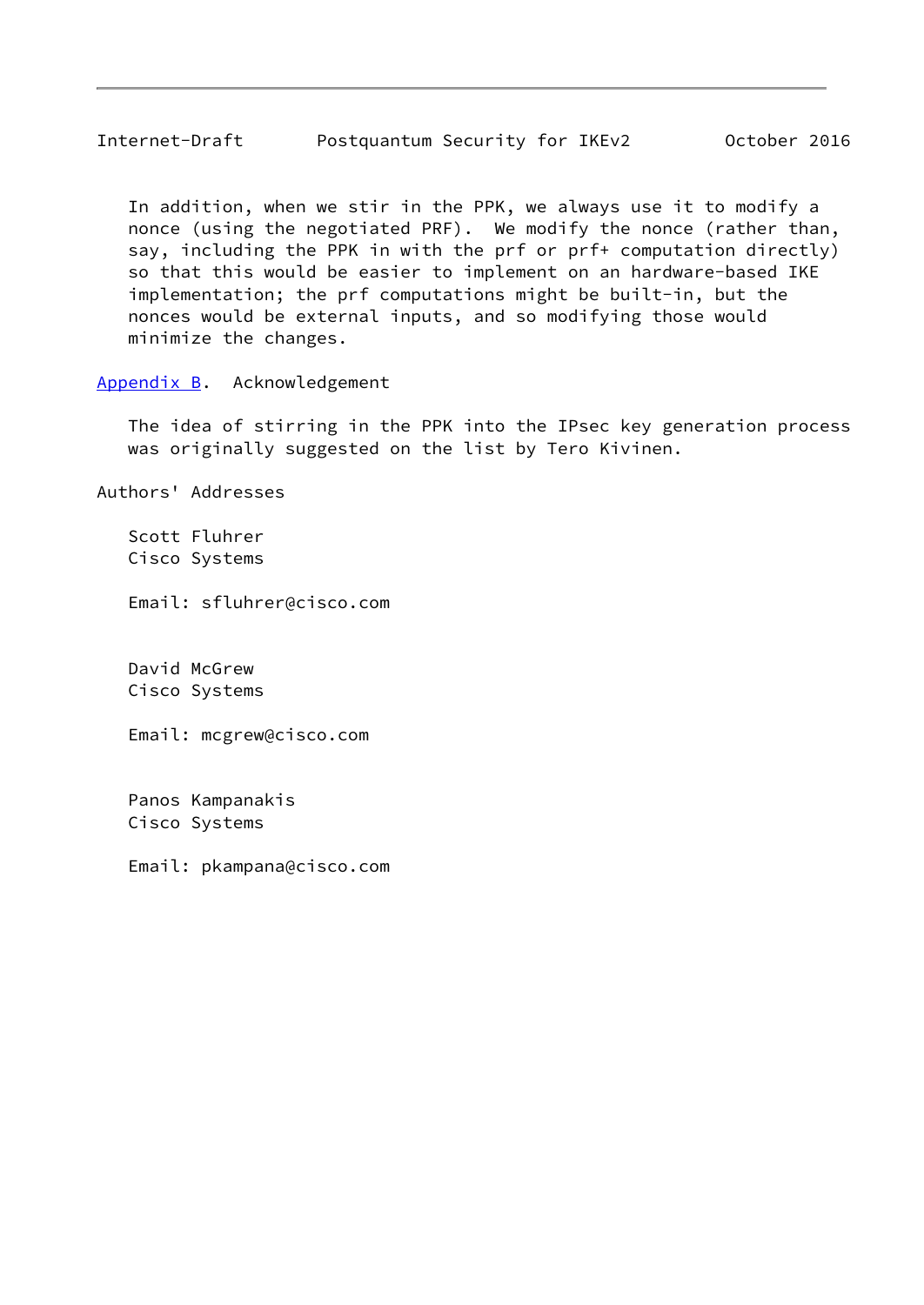In addition, when we stir in the PPK, we always use it to modify a nonce (using the negotiated PRF). We modify the nonce (rather than, say, including the PPK in with the prf or prf+ computation directly) so that this would be easier to implement on an hardware-based IKE implementation; the prf computations might be built-in, but the nonces would be external inputs, and so modifying those would minimize the changes.

## Appendix B. Acknowledgement

The idea of stirring in the PPK into the IPsec key generation process was originally suggested on the list by Tero Kivinen.

## Authors' Addresses

Scott Fluhrer
Cisco Systems

Email: sfluhrer@cisco.com

David McGrew
Cisco Systems

Email: mcgrew@cisco.com

Panos Kampanakis
Cisco Systems

Email: pkampana@cisco.com